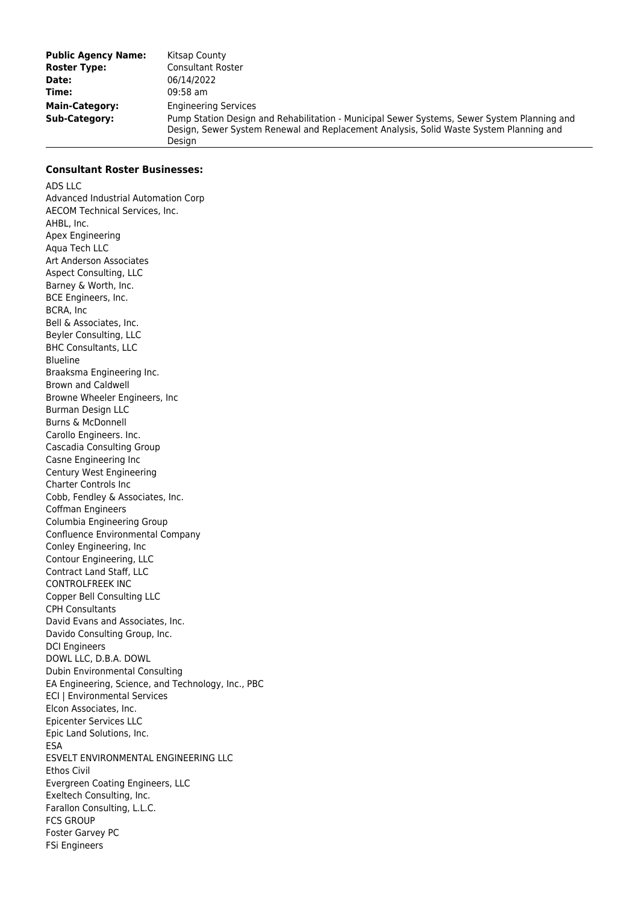| | |
|---|---|
| **Public Agency Name:** | Kitsap County |
| **Roster Type:** | Consultant Roster |
| **Date:** | 06/14/2022 |
| **Time:** | 09:58 am |
| **Main-Category:** | Engineering Services |
| **Sub-Category:** | Pump Station Design and Rehabilitation - Municipal Sewer Systems, Sewer System Planning and Design, Sewer System Renewal and Replacement Analysis, Solid Waste System Planning and Design |

**Consultant Roster Businesses:**

ADS LLC
Advanced Industrial Automation Corp
AECOM Technical Services, Inc.
AHBL, Inc.
Apex Engineering
Aqua Tech LLC
Art Anderson Associates
Aspect Consulting, LLC
Barney & Worth, Inc.
BCE Engineers, Inc.
BCRA, Inc
Bell & Associates, Inc.
Beyler Consulting, LLC
BHC Consultants, LLC
Blueline
Braaksma Engineering Inc.
Brown and Caldwell
Browne Wheeler Engineers, Inc
Burman Design LLC
Burns & McDonnell
Carollo Engineers. Inc.
Cascadia Consulting Group
Casne Engineering Inc
Century West Engineering
Charter Controls Inc
Cobb, Fendley & Associates, Inc.
Coffman Engineers
Columbia Engineering Group
Confluence Environmental Company
Conley Engineering, Inc
Contour Engineering, LLC
Contract Land Staff, LLC
CONTROLFREEK INC
Copper Bell Consulting LLC
CPH Consultants
David Evans and Associates, Inc.
Davido Consulting Group, Inc.
DCI Engineers
DOWL LLC, D.B.A. DOWL
Dubin Environmental Consulting
EA Engineering, Science, and Technology, Inc., PBC
ECI | Environmental Services
Elcon Associates, Inc.
Epicenter Services LLC
Epic Land Solutions, Inc.
ESA
ESVELT ENVIRONMENTAL ENGINEERING LLC
Ethos Civil
Evergreen Coating Engineers, LLC
Exeltech Consulting, Inc.
Farallon Consulting, L.L.C.
FCS GROUP
Foster Garvey PC
FSi Engineers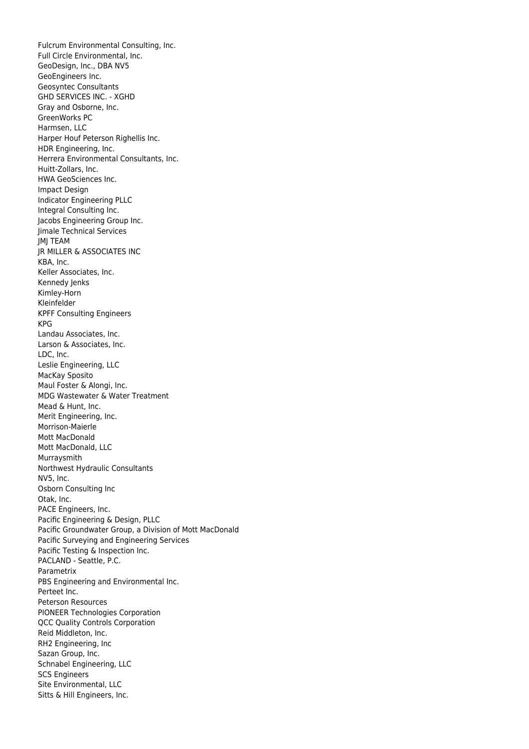Fulcrum Environmental Consulting, Inc.
Full Circle Environmental, Inc.
GeoDesign, Inc., DBA NV5
GeoEngineers Inc.
Geosyntec Consultants
GHD SERVICES INC. - XGHD
Gray and Osborne, Inc.
GreenWorks PC
Harmsen, LLC
Harper Houf Peterson Righellis Inc.
HDR Engineering, Inc.
Herrera Environmental Consultants, Inc.
Huitt-Zollars, Inc.
HWA GeoSciences Inc.
Impact Design
Indicator Engineering PLLC
Integral Consulting Inc.
Jacobs Engineering Group Inc.
Jimale Technical Services
JMJ TEAM
JR MILLER & ASSOCIATES INC
KBA, Inc.
Keller Associates, Inc.
Kennedy Jenks
Kimley-Horn
Kleinfelder
KPFF Consulting Engineers
KPG
Landau Associates, Inc.
Larson & Associates, Inc.
LDC, Inc.
Leslie Engineering, LLC
MacKay Sposito
Maul Foster & Alongi, Inc.
MDG Wastewater & Water Treatment
Mead & Hunt, Inc.
Merit Engineering, Inc.
Morrison-Maierle
Mott MacDonald
Mott MacDonald, LLC
Murraysmith
Northwest Hydraulic Consultants
NV5, Inc.
Osborn Consulting Inc
Otak, Inc.
PACE Engineers, Inc.
Pacific Engineering & Design, PLLC
Pacific Groundwater Group, a Division of Mott MacDonald
Pacific Surveying and Engineering Services
Pacific Testing & Inspection Inc.
PACLAND - Seattle, P.C.
Parametrix
PBS Engineering and Environmental Inc.
Perteet Inc.
Peterson Resources
PIONEER Technologies Corporation
QCC Quality Controls Corporation
Reid Middleton, Inc.
RH2 Engineering, Inc
Sazan Group, Inc.
Schnabel Engineering, LLC
SCS Engineers
Site Environmental, LLC
Sitts & Hill Engineers, Inc.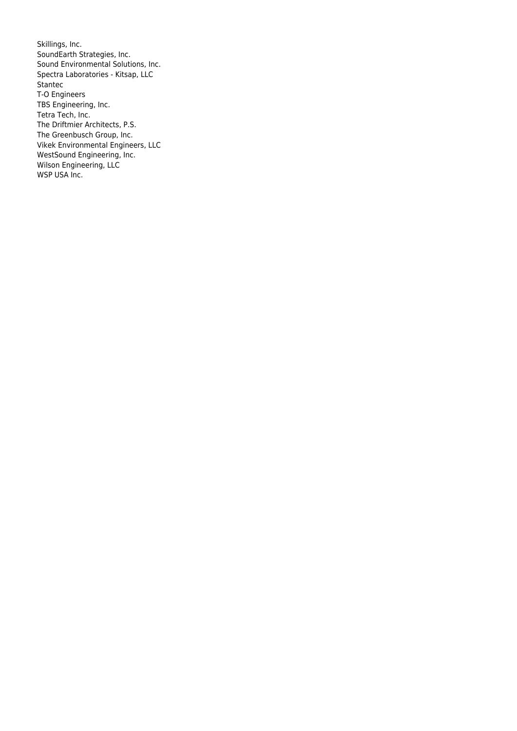Skillings, Inc.
SoundEarth Strategies, Inc.
Sound Environmental Solutions, Inc.
Spectra Laboratories - Kitsap, LLC
Stantec
T-O Engineers
TBS Engineering, Inc.
Tetra Tech, Inc.
The Driftmier Architects, P.S.
The Greenbusch Group, Inc.
Vikek Environmental Engineers, LLC
WestSound Engineering, Inc.
Wilson Engineering, LLC
WSP USA Inc.